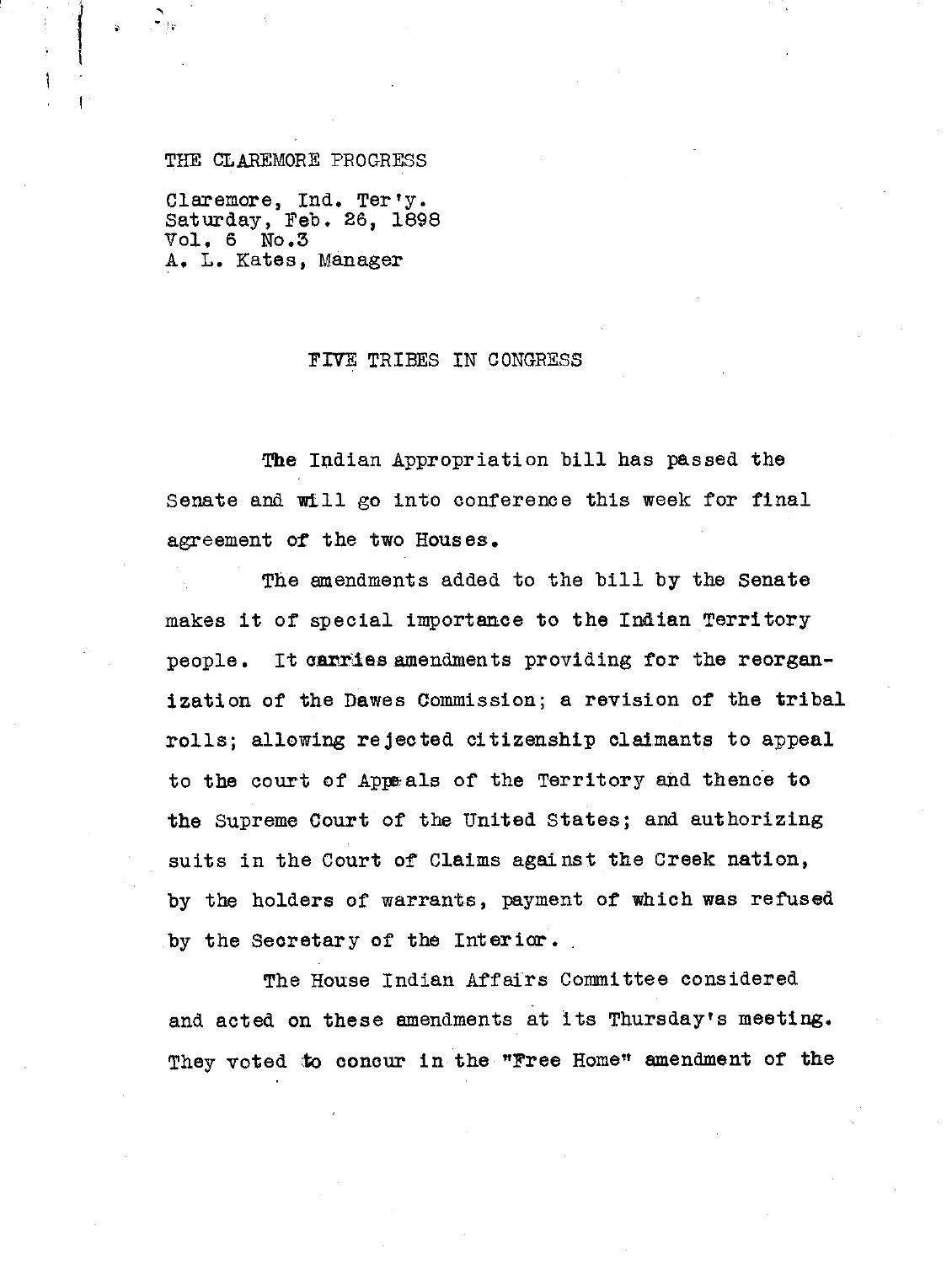THE CLAREMORE PROGRESS

Claremore, Ind. Ter'y.
Saturday, Feb. 26, 1898
Vol. 6 No.3
A. L. Kates, Manager

## FIVE TRIBES IN CONGRESS

The Indian Appropriation bill has passed the Senate and will go into conference this week for final agreement of the two Houses.

The amendments added to the bill by the Senate makes it of special importance to the Indian Territory people. It carries amendments providing for the reorganization of the Dawes Commission; a revision of the tribal rolls; allowing rejected citizenship claimants to appeal to the court of Appeals of the Territory and thence to the Supreme Court of the United States; and authorizing suits in the Court of Claims against the Creek nation, by the holders of warrants, payment of which was refused by the Secretary of the Interior.

The House Indian Affairs Committee considered and acted on these amendments at its Thursday's meeting. They voted to concur in the "Free Home" amendment of the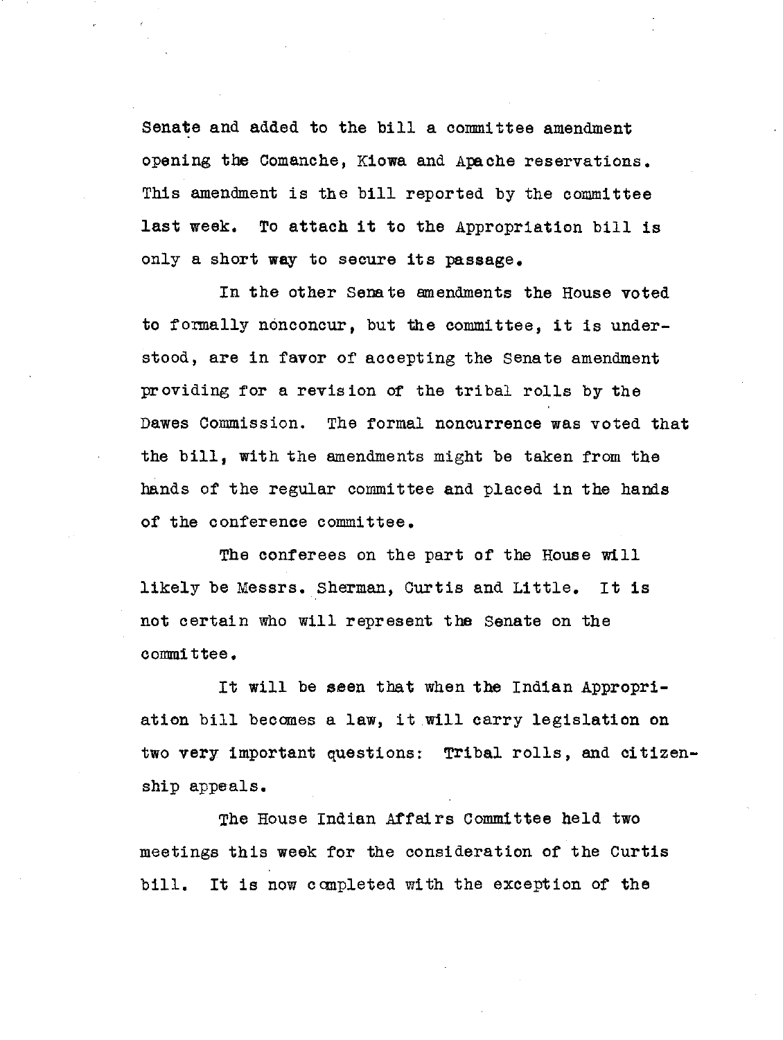Senate and added to the bill a committee amendment opening the Comanche, Kiowa and Apache reservations. This amendment is the bill reported by the committee last week. To attach it to the Appropriation bill is only a short way to secure its passage.

In the other Senate amendments the House voted to formally nonconcur, but the committee, it is understood, are in favor of accepting the Senate amendment providing for a revision of the tribal rolls by the Dawes Commission. The formal noncurrence was voted that the bill, with the amendments might be taken from the hands of the regular committee and placed in the hands of the conference committee.

The conferees on the part of the House will likely be Messrs. Sherman, Curtis and Little. It is not certain who will represent the Senate on the committee.

It will be seen that when the Indian Appropriation bill becomes a law, it will carry legislation on two very important questions: Tribal rolls, and citizenship appeals.

The House Indian Affairs Committee held two meetings this week for the consideration of the Curtis bill. It is now completed with the exception of the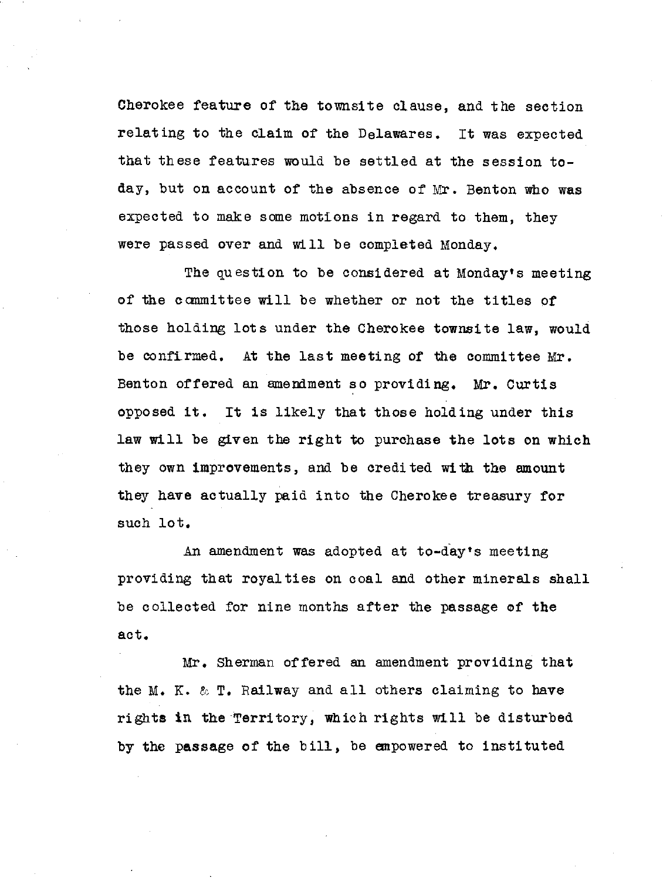Cherokee feature of the townsite clause, and the section relating to the claim of the Delawares. It was expected that these features would be settled at the session to-day, but on account of the absence of Mr. Benton who was expected to make some motions in regard to them, they were passed over and will be completed Monday.

The question to be considered at Monday's meeting of the committee will be whether or not the titles of those holding lots under the Cherokee townsite law, would be confirmed. At the last meeting of the committee Mr. Benton offered an amendment so providing. Mr. Curtis opposed it. It is likely that those holding under this law will be given the right to purchase the lots on which they own improvements, and be credited with the amount they have actually paid into the Cherokee treasury for such lot.

An amendment was adopted at to-day's meeting providing that royalties on coal and other minerals shall be collected for nine months after the passage of the act.

Mr. Sherman offered an amendment providing that the M. K. & T. Railway and all others claiming to have rights in the Territory, which rights will be disturbed by the passage of the bill, be empowered to instituted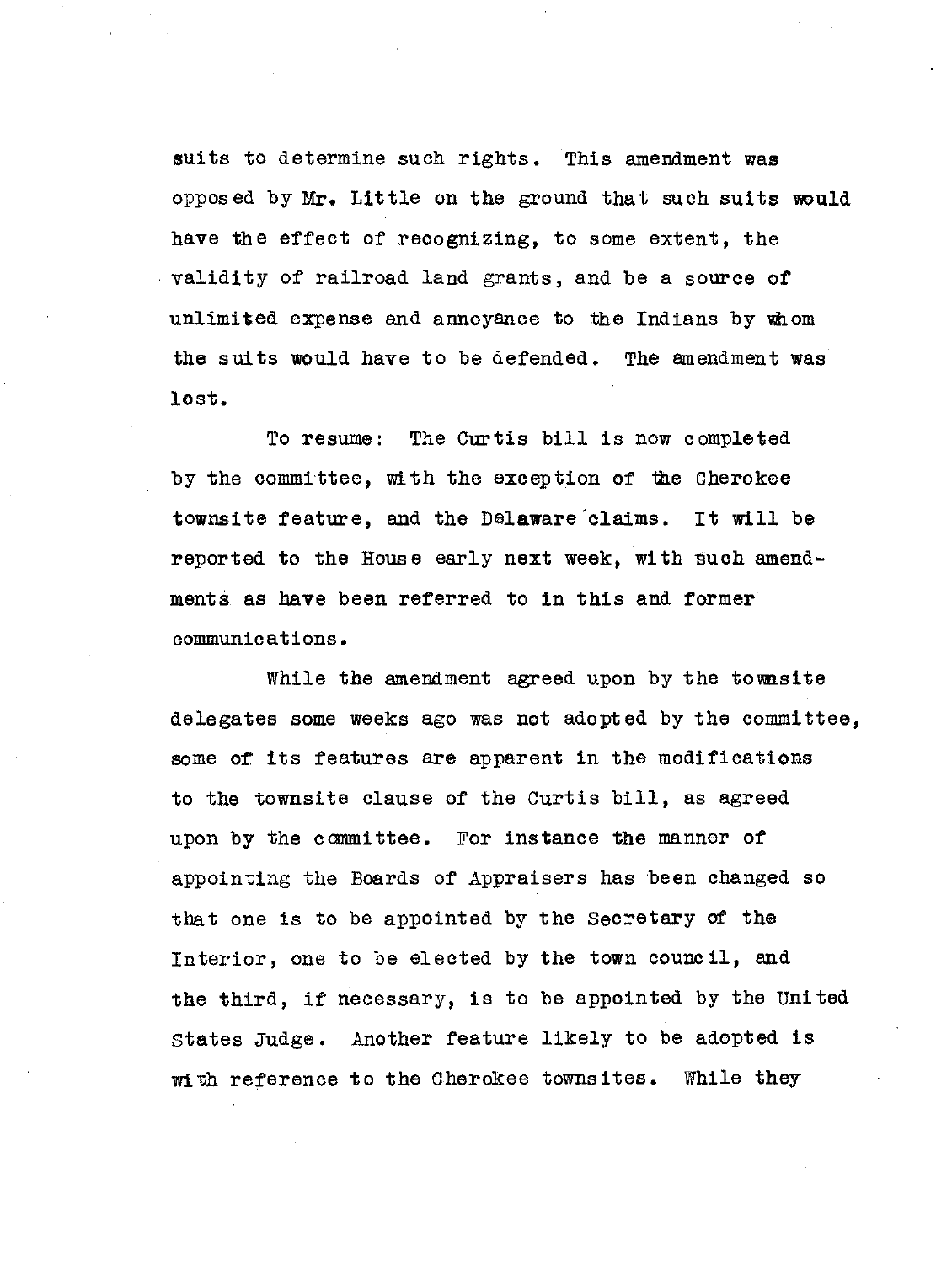suits to determine such rights. This amendment was opposed by Mr. Little on the ground that such suits would have the effect of recognizing, to some extent, the validity of railroad land grants, and be a source of unlimited expense and annoyance to the Indians by whom the suits would have to be defended. The amendment was lost.

To resume: The Curtis bill is now completed by the committee, with the exception of the Cherokee townsite feature, and the Delaware claims. It will be reported to the House early next week, with such amendments as have been referred to in this and former communications.

While the amendment agreed upon by the townsite delegates some weeks ago was not adopted by the committee, some of its features are apparent in the modifications to the townsite clause of the Curtis bill, as agreed upon by the committee. For instance the manner of appointing the Boards of Appraisers has been changed so that one is to be appointed by the Secretary of the Interior, one to be elected by the town council, and the third, if necessary, is to be appointed by the United States Judge. Another feature likely to be adopted is with reference to the Cherokee townsites. While they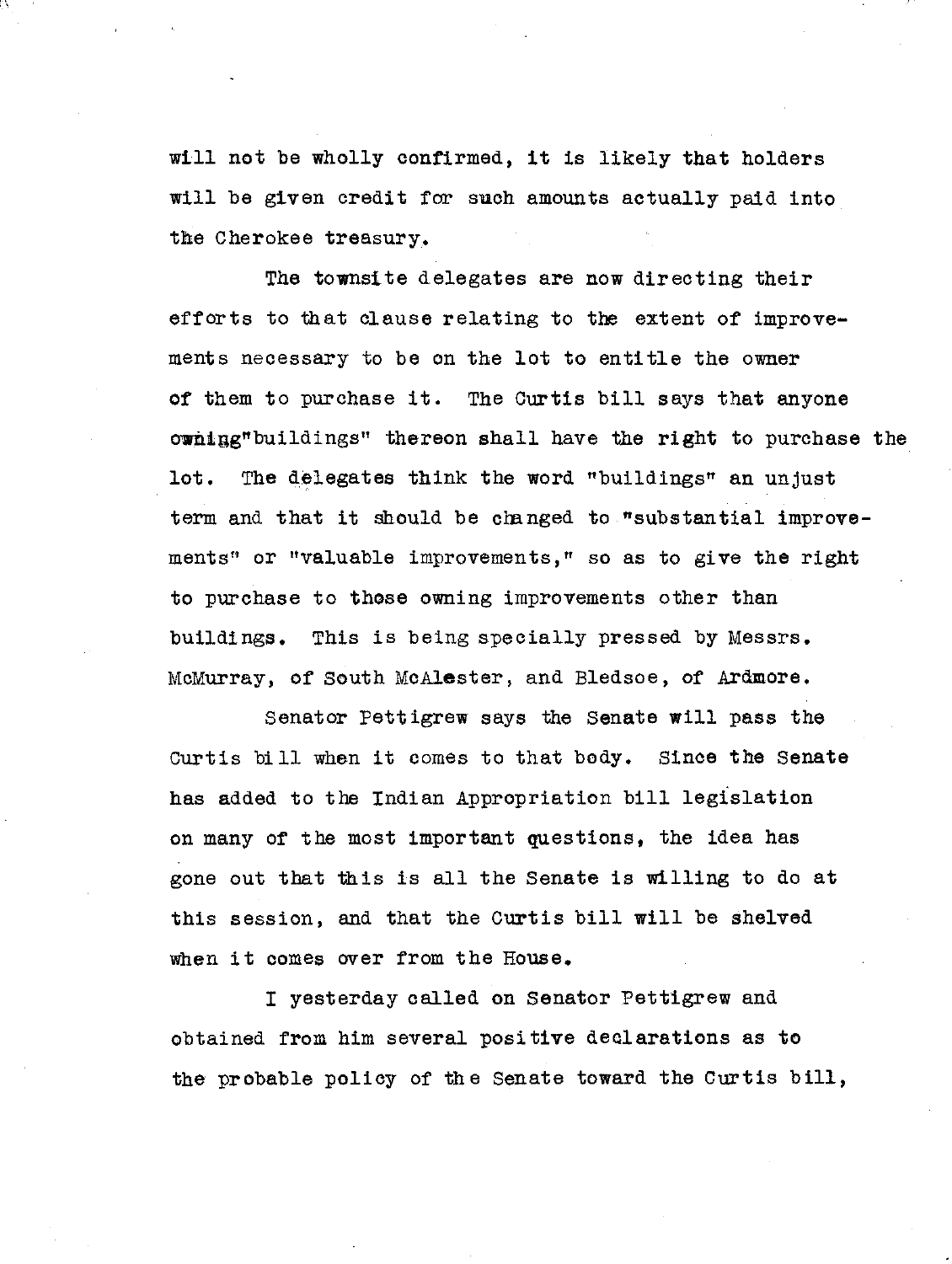will not be wholly confirmed, it is likely that holders will be given credit for such amounts actually paid into the Cherokee treasury.

The townsite delegates are now directing their efforts to that clause relating to the extent of improvements necessary to be on the lot to entitle the owner of them to purchase it. The Curtis bill says that anyone owning "buildings" thereon shall have the right to purchase the lot. The delegates think the word "buildings" an unjust term and that it should be changed to "substantial improvements" or "valuable improvements," so as to give the right to purchase to those owning improvements other than buildings. This is being specially pressed by Messrs. McMurray, of South McAlester, and Bledsoe, of Ardmore.

Senator Pettigrew says the Senate will pass the Curtis bill when it comes to that body. Since the Senate has added to the Indian Appropriation bill legislation on many of the most important questions, the idea has gone out that this is all the Senate is willing to do at this session, and that the Curtis bill will be shelved when it comes over from the House.

I yesterday called on Senator Pettigrew and obtained from him several positive declarations as to the probable policy of the Senate toward the Curtis bill,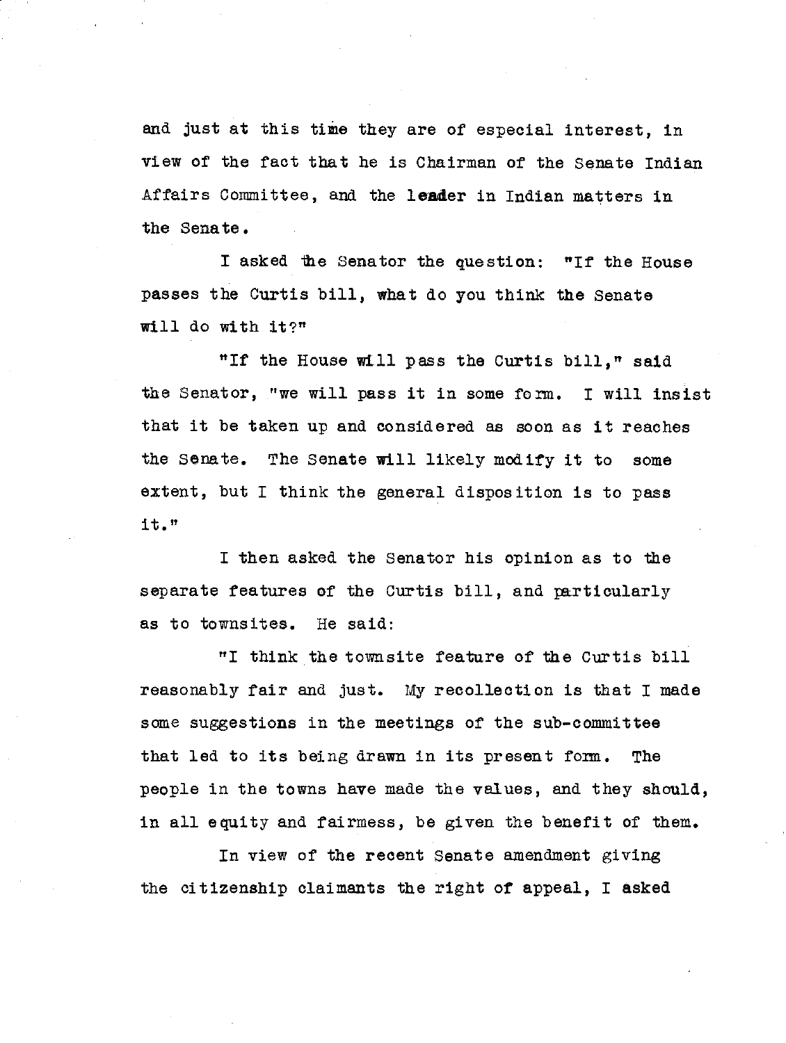and just at this time they are of especial interest, in view of the fact that he is Chairman of the Senate Indian Affairs Committee, and the **leader** in Indian matters in the Senate.

I asked the Senator the question: "If the House passes the Curtis bill, what do you think the Senate will do with it?"

"If the House will pass the Curtis bill," said the Senator, "we will pass it in some form. I will insist that it be taken up and considered as soon as it reaches the Senate. The Senate will likely modify it to some extent, but I think the general disposition is to pass it."

I then asked the Senator his opinion as to the separate features of the Curtis bill, and particularly as to townsites. He said:

"I think the townsite feature of the Curtis bill reasonably fair and just. My recollection is that I made some suggestions in the meetings of the sub-committee that led to its being drawn in its present form. The people in the towns have made the values, and they should, in all equity and fairmess, be given the benefit of them.

In view of the recent Senate amendment giving the citizenship claimants the right of appeal, I asked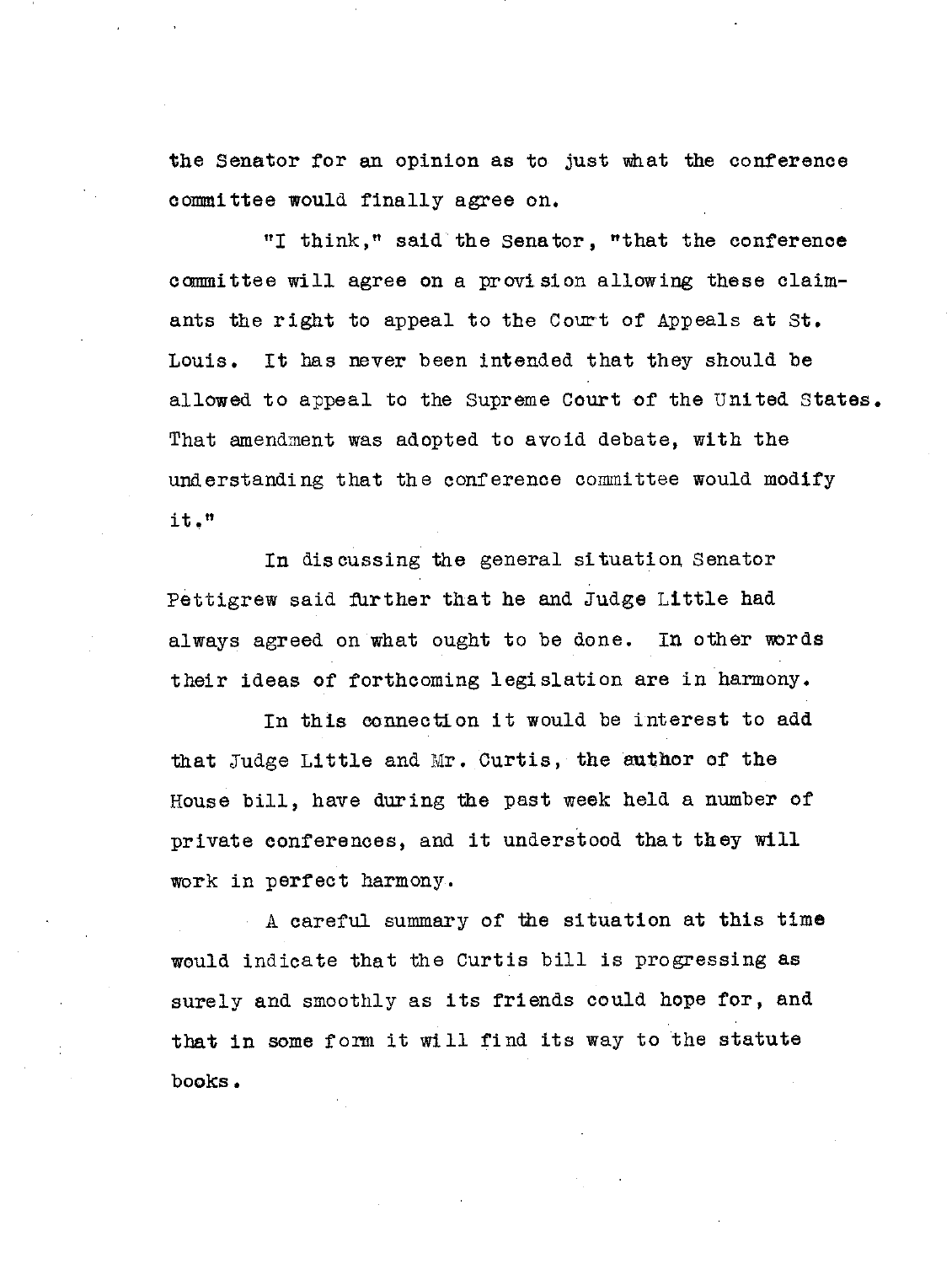the Senator for an opinion as to just what the conference committee would finally agree on.

"I think," said the Senator, "that the conference committee will agree on a provision allowing these claimants the right to appeal to the Court of Appeals at St. Louis. It has never been intended that they should be allowed to appeal to the Supreme Court of the United States. That amendment was adopted to avoid debate, with the understanding that the conference committee would modify it."

In discussing the general situation Senator Pettigrew said further that he and Judge Little had always agreed on what ought to be done. In other words their ideas of forthcoming legislation are in harmony.

In this connection it would be interest to add that Judge Little and Mr. Curtis, the author of the House bill, have during the past week held a number of private conferences, and it understood that they will work in perfect harmony.

A careful summary of the situation at this time would indicate that the Curtis bill is progressing as surely and smoothly as its friends could hope for, and that in some form it will find its way to the statute books.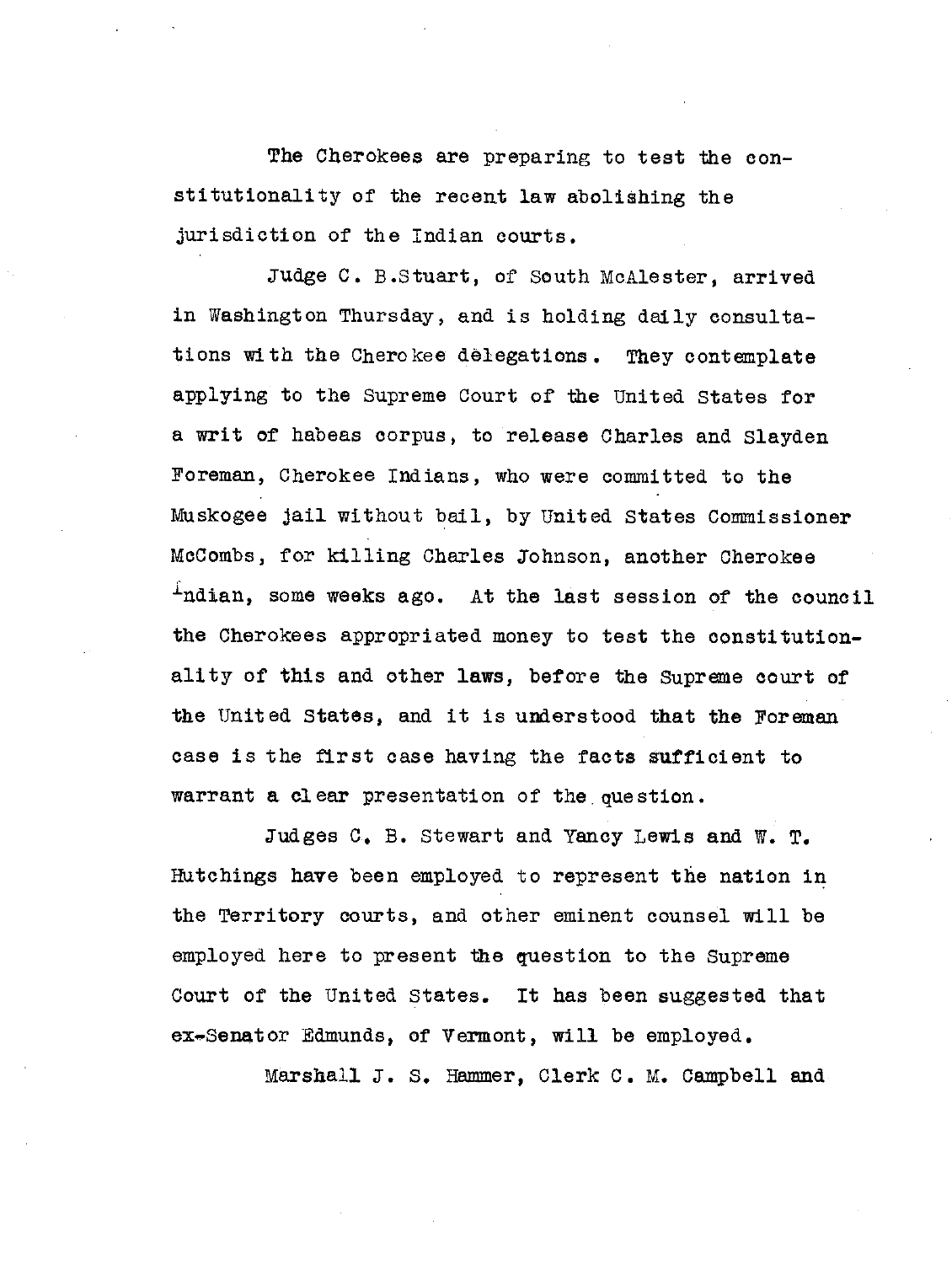The Cherokees are preparing to test the constitutionality of the recent law abolishing the jurisdiction of the Indian courts.

Judge C. B.Stuart, of South McAlester, arrived in Washington Thursday, and is holding daily consultations with the Cherokee delegations. They contemplate applying to the Supreme Court of the United States for a writ of habeas corpus, to release Charles and Slayden Foreman, Cherokee Indians, who were committed to the Muskogee jail without bail, by United States Commissioner McCombs, for killing Charles Johnson, another Cherokee Indian, some weeks ago. At the last session of the council the Cherokees appropriated money to test the constitutionality of this and other laws, before the Supreme court of the United States, and it is understood that the Foreman case is the first case having the facts sufficient to warrant a clear presentation of the question.

Judges C. B. Stewart and Yancy Lewis and W. T. Hutchings have been employed to represent the nation in the Territory courts, and other eminent counsel will be employed here to present the question to the Supreme Court of the United States. It has been suggested that ex-Senator Edmunds, of Vermont, will be employed.

Marshall J. S. Hammer, Clerk C. M. Campbell and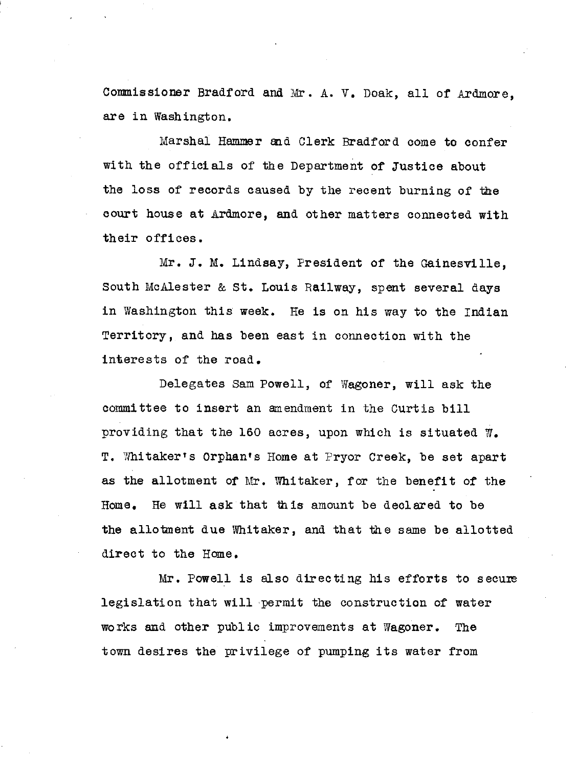Commissioner Bradford and Mr. A. V. Doak, all of Ardmore, are in Washington.

Marshal Hammer and Clerk Bradford come to confer with the officials of the Department of Justice about the loss of records caused by the recent burning of the court house at Ardmore, and other matters connected with their offices.

Mr. J. M. Lindsay, President of the Gainesville, South McAlester & St. Louis Railway, spent several days in Washington this week. He is on his way to the Indian Territory, and has been east in connection with the interests of the road.

Delegates Sam Powell, of Wagoner, will ask the committee to insert an amendment in the Curtis bill providing that the 160 acres, upon which is situated W. T. Whitaker's Orphan's Home at Pryor Creek, be set apart as the allotment of Mr. Whitaker, for the benefit of the Home. He will ask that this amount be declared to be the allotment due Whitaker, and that the same be allotted direct to the Home.

Mr. Powell is also directing his efforts to secure legislation that will permit the construction of water works and other public improvements at Wagoner. The town desires the privilege of pumping its water from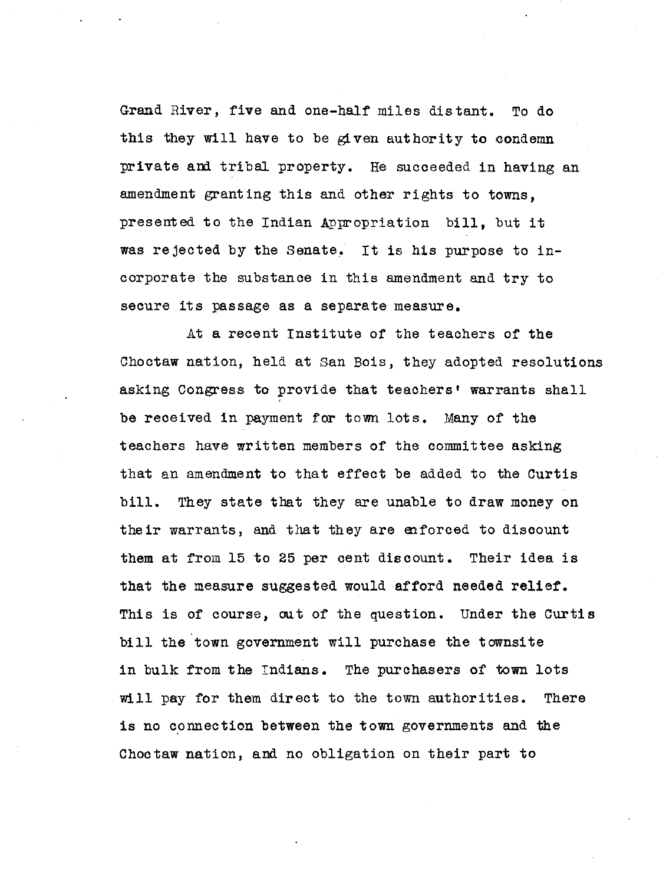Grand River, five and one-half miles distant. To do this they will have to be given authority to condemn private and tribal property. He succeeded in having an amendment granting this and other rights to towns, presented to the Indian Appropriation bill, but it was rejected by the Senate. It is his purpose to incorporate the substance in this amendment and try to secure its passage as a separate measure.

At a recent Institute of the teachers of the Choctaw nation, held at San Bois, they adopted resolutions asking Congress to provide that teachers' warrants shall be received in payment for town lots. Many of the teachers have written members of the committee asking that an amendment to that effect be added to the Curtis bill. They state that they are unable to draw money on their warrants, and that they are enforced to discount them at from 15 to 25 per cent discount. Their idea is that the measure suggested would afford needed relief. This is of course, out of the question. Under the Curtis bill the town government will purchase the townsite in bulk from the Indians. The purchasers of town lots will pay for them direct to the town authorities. There is no connection between the town governments and the Choctaw nation, and no obligation on their part to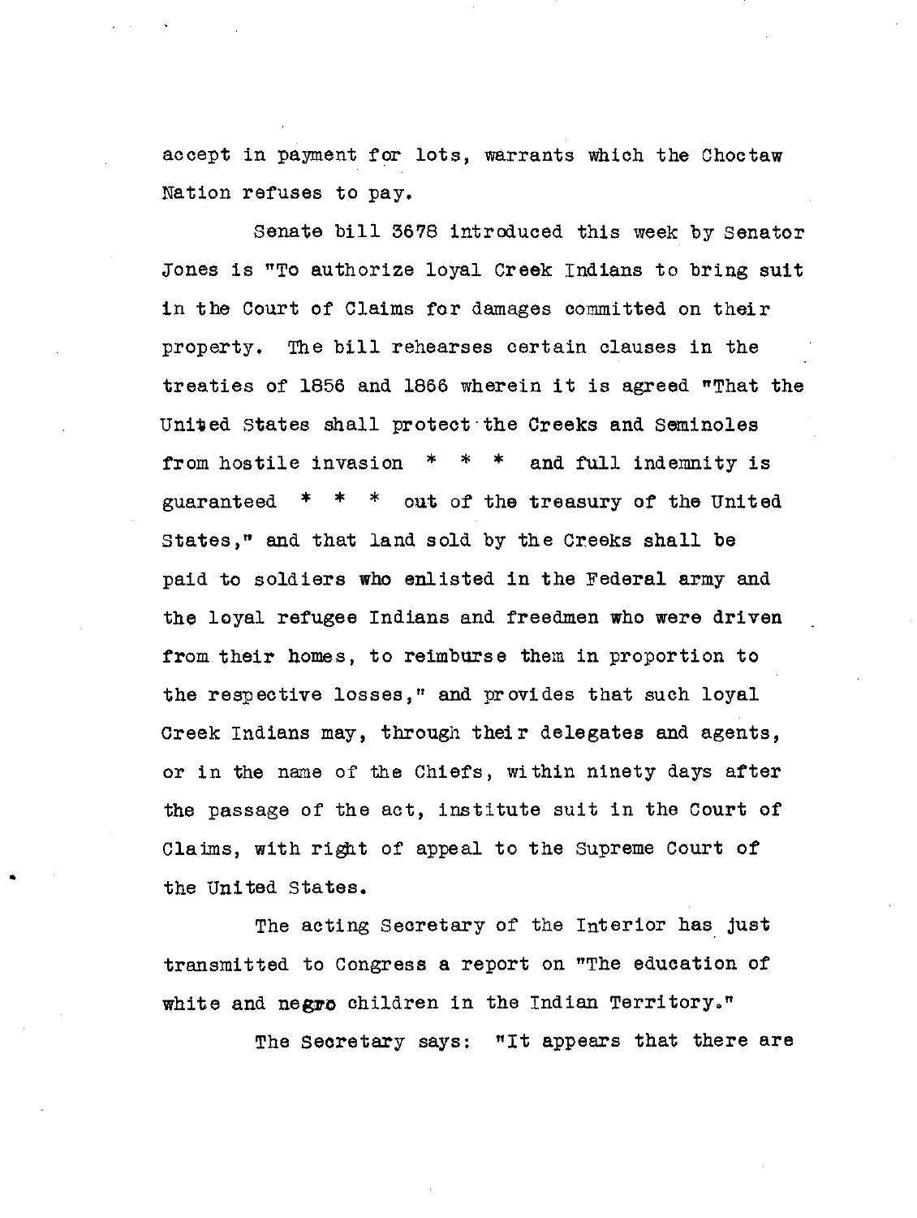accept in payment for lots, warrants which the Choctaw Nation refuses to pay.

Senate bill 3678 introduced this week by Senator Jones is "To authorize loyal Creek Indians to bring suit in the Court of Claims for damages committed on their property. The bill rehearses certain clauses in the treaties of 1856 and 1866 wherein it is agreed "That the United States shall protect the Creeks and Seminoles from hostile invasion * * * and full indemnity is guaranteed * * * out of the treasury of the United States," and that land sold by the Creeks shall be paid to soldiers who enlisted in the Federal army and the loyal refugee Indians and freedmen who were driven from their homes, to reimburse them in proportion to the respective losses," and provides that such loyal Creek Indians may, through their delegates and agents, or in the name of the Chiefs, within ninety days after the passage of the act, institute suit in the Court of Claims, with right of appeal to the Supreme Court of the United States.

The acting Secretary of the Interior has just transmitted to Congress a report on "The education of white and negro children in the Indian Territory."

The Secretary says: "It appears that there are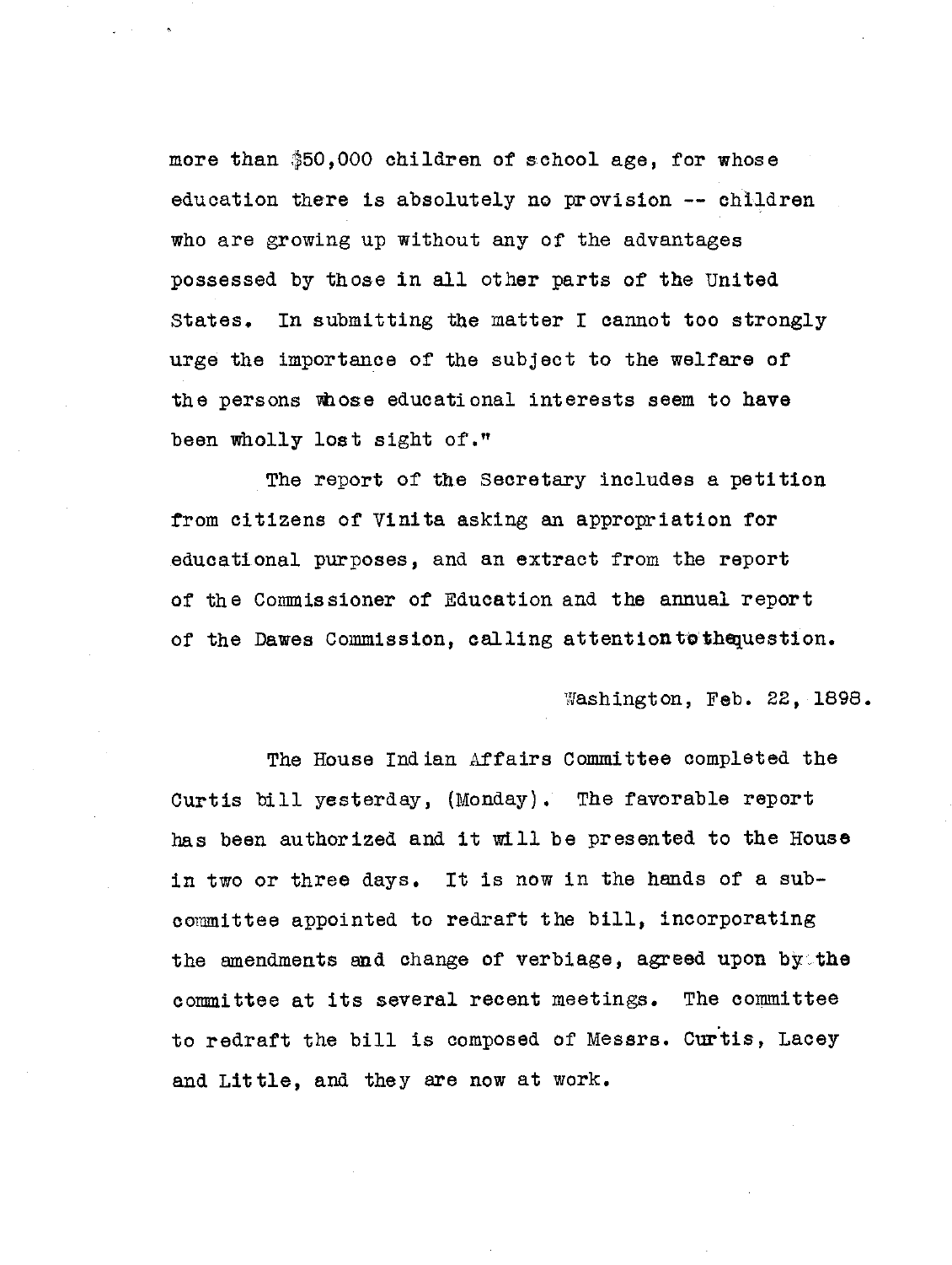more than $50,000 children of school age, for whose education there is absolutely no provision -- children who are growing up without any of the advantages possessed by those in all other parts of the United States. In submitting the matter I cannot too strongly urge the importance of the subject to the welfare of the persons whose educational interests seem to have been wholly lost sight of."

The report of the Secretary includes a petition from citizens of Vinita asking an appropriation for educational purposes, and an extract from the report of the Commissioner of Education and the annual report of the Dawes Commission, calling attention to the question.

Washington, Feb. 22, 1898.

The House Indian Affairs Committee completed the Curtis bill yesterday, (Monday). The favorable report has been authorized and it will be presented to the House in two or three days. It is now in the hands of a sub-committee appointed to redraft the bill, incorporating the amendments and change of verbiage, agreed upon by the committee at its several recent meetings. The committee to redraft the bill is composed of Messrs. Curtis, Lacey and Little, and they are now at work.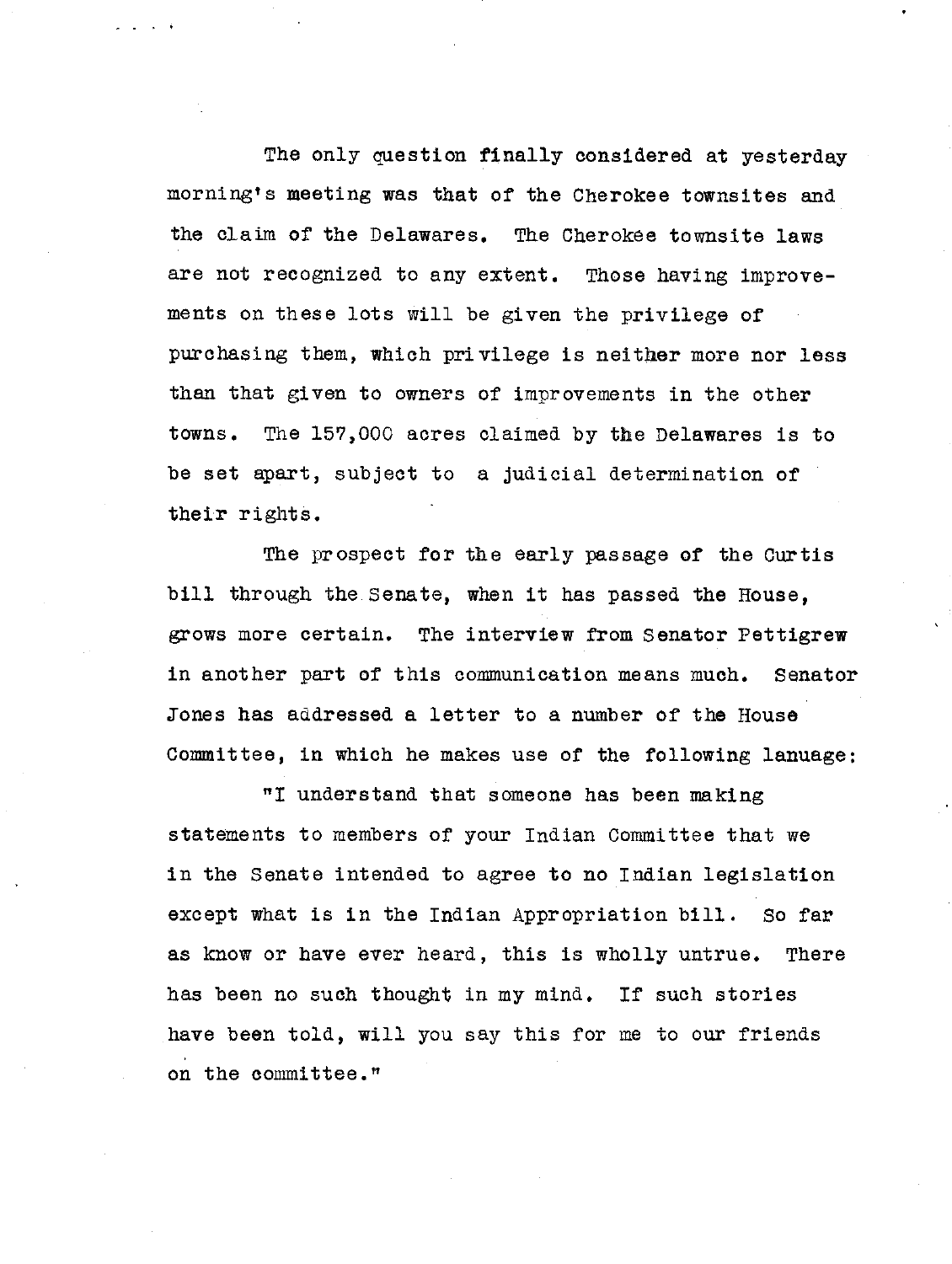The only question finally considered at yesterday morning's meeting was that of the Cherokee townsites and the claim of the Delawares. The Cherokee townsite laws are not recognized to any extent. Those having improvements on these lots will be given the privilege of purchasing them, which privilege is neither more nor less than that given to owners of improvements in the other towns. The 157,000 acres claimed by the Delawares is to be set apart, subject to a judicial determination of their rights.

The prospect for the early passage of the Curtis bill through the Senate, when it has passed the House, grows more certain. The interview from Senator Pettigrew in another part of this communication means much. Senator Jones has addressed a letter to a number of the House Committee, in which he makes use of the following lanuage:

"I understand that someone has been making statements to members of your Indian Committee that we in the Senate intended to agree to no Indian legislation except what is in the Indian Appropriation bill. So far as know or have ever heard, this is wholly untrue. There has been no such thought in my mind. If such stories have been told, will you say this for me to our friends on the committee."